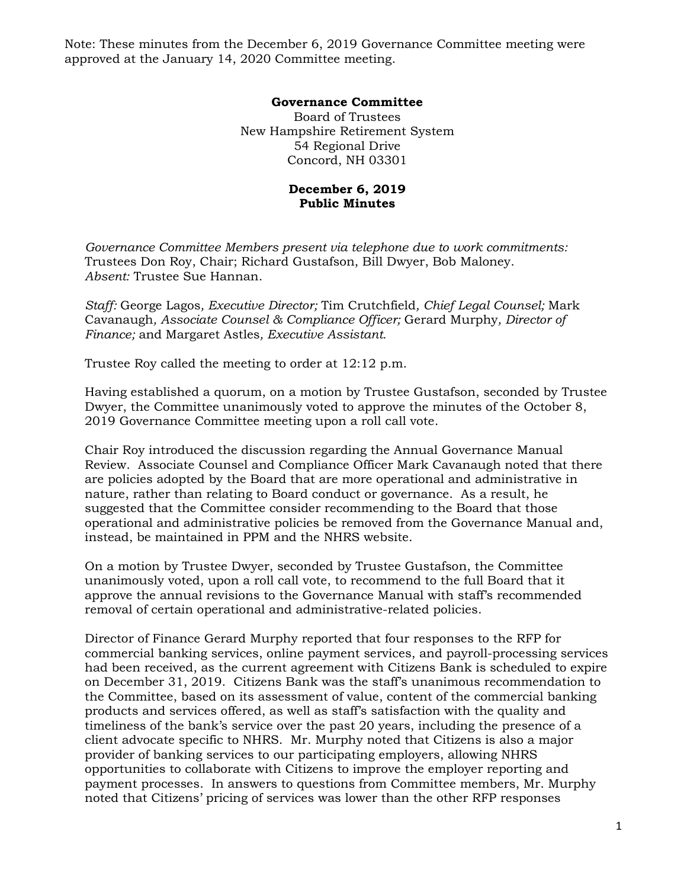Note: These minutes from the December 6, 2019 Governance Committee meeting were approved at the January 14, 2020 Committee meeting.

**Governance Committee**
Board of Trustees
New Hampshire Retirement System
54 Regional Drive
Concord, NH 03301

**December 6, 2019**
**Public Minutes**

*Governance Committee Members present via telephone due to work commitments:* Trustees Don Roy, Chair; Richard Gustafson, Bill Dwyer, Bob Maloney.
*Absent:* Trustee Sue Hannan.

*Staff:* George Lagos*, Executive Director;* Tim Crutchfield*, Chief Legal Counsel;* Mark Cavanaugh*, Associate Counsel & Compliance Officer;* Gerard Murphy*, Director of Finance;* and Margaret Astles*, Executive Assistant*.

Trustee Roy called the meeting to order at 12:12 p.m.

Having established a quorum, on a motion by Trustee Gustafson, seconded by Trustee Dwyer, the Committee unanimously voted to approve the minutes of the October 8, 2019 Governance Committee meeting upon a roll call vote.

Chair Roy introduced the discussion regarding the Annual Governance Manual Review. Associate Counsel and Compliance Officer Mark Cavanaugh noted that there are policies adopted by the Board that are more operational and administrative in nature, rather than relating to Board conduct or governance. As a result, he suggested that the Committee consider recommending to the Board that those operational and administrative policies be removed from the Governance Manual and, instead, be maintained in PPM and the NHRS website.

On a motion by Trustee Dwyer, seconded by Trustee Gustafson, the Committee unanimously voted, upon a roll call vote, to recommend to the full Board that it approve the annual revisions to the Governance Manual with staff's recommended removal of certain operational and administrative-related policies.

Director of Finance Gerard Murphy reported that four responses to the RFP for commercial banking services, online payment services, and payroll-processing services had been received, as the current agreement with Citizens Bank is scheduled to expire on December 31, 2019. Citizens Bank was the staff's unanimous recommendation to the Committee, based on its assessment of value, content of the commercial banking products and services offered, as well as staff's satisfaction with the quality and timeliness of the bank's service over the past 20 years, including the presence of a client advocate specific to NHRS. Mr. Murphy noted that Citizens is also a major provider of banking services to our participating employers, allowing NHRS opportunities to collaborate with Citizens to improve the employer reporting and payment processes. In answers to questions from Committee members, Mr. Murphy noted that Citizens' pricing of services was lower than the other RFP responses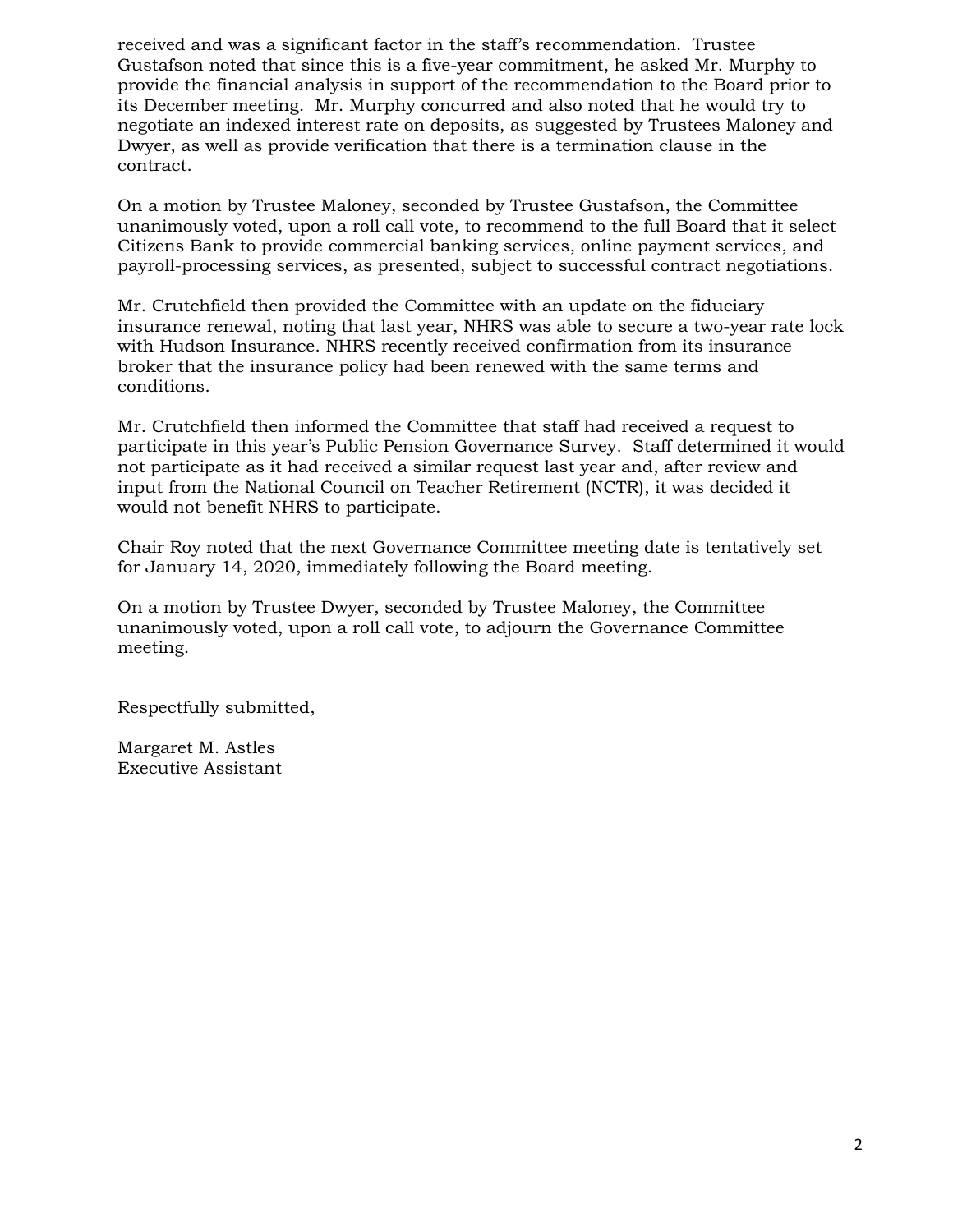received and was a significant factor in the staff's recommendation. Trustee Gustafson noted that since this is a five-year commitment, he asked Mr. Murphy to provide the financial analysis in support of the recommendation to the Board prior to its December meeting. Mr. Murphy concurred and also noted that he would try to negotiate an indexed interest rate on deposits, as suggested by Trustees Maloney and Dwyer, as well as provide verification that there is a termination clause in the contract.

On a motion by Trustee Maloney, seconded by Trustee Gustafson, the Committee unanimously voted, upon a roll call vote, to recommend to the full Board that it select Citizens Bank to provide commercial banking services, online payment services, and payroll-processing services, as presented, subject to successful contract negotiations.

Mr. Crutchfield then provided the Committee with an update on the fiduciary insurance renewal, noting that last year, NHRS was able to secure a two-year rate lock with Hudson Insurance. NHRS recently received confirmation from its insurance broker that the insurance policy had been renewed with the same terms and conditions.

Mr. Crutchfield then informed the Committee that staff had received a request to participate in this year's Public Pension Governance Survey. Staff determined it would not participate as it had received a similar request last year and, after review and input from the National Council on Teacher Retirement (NCTR), it was decided it would not benefit NHRS to participate.

Chair Roy noted that the next Governance Committee meeting date is tentatively set for January 14, 2020, immediately following the Board meeting.

On a motion by Trustee Dwyer, seconded by Trustee Maloney, the Committee unanimously voted, upon a roll call vote, to adjourn the Governance Committee meeting.

Respectfully submitted,

Margaret M. Astles
Executive Assistant